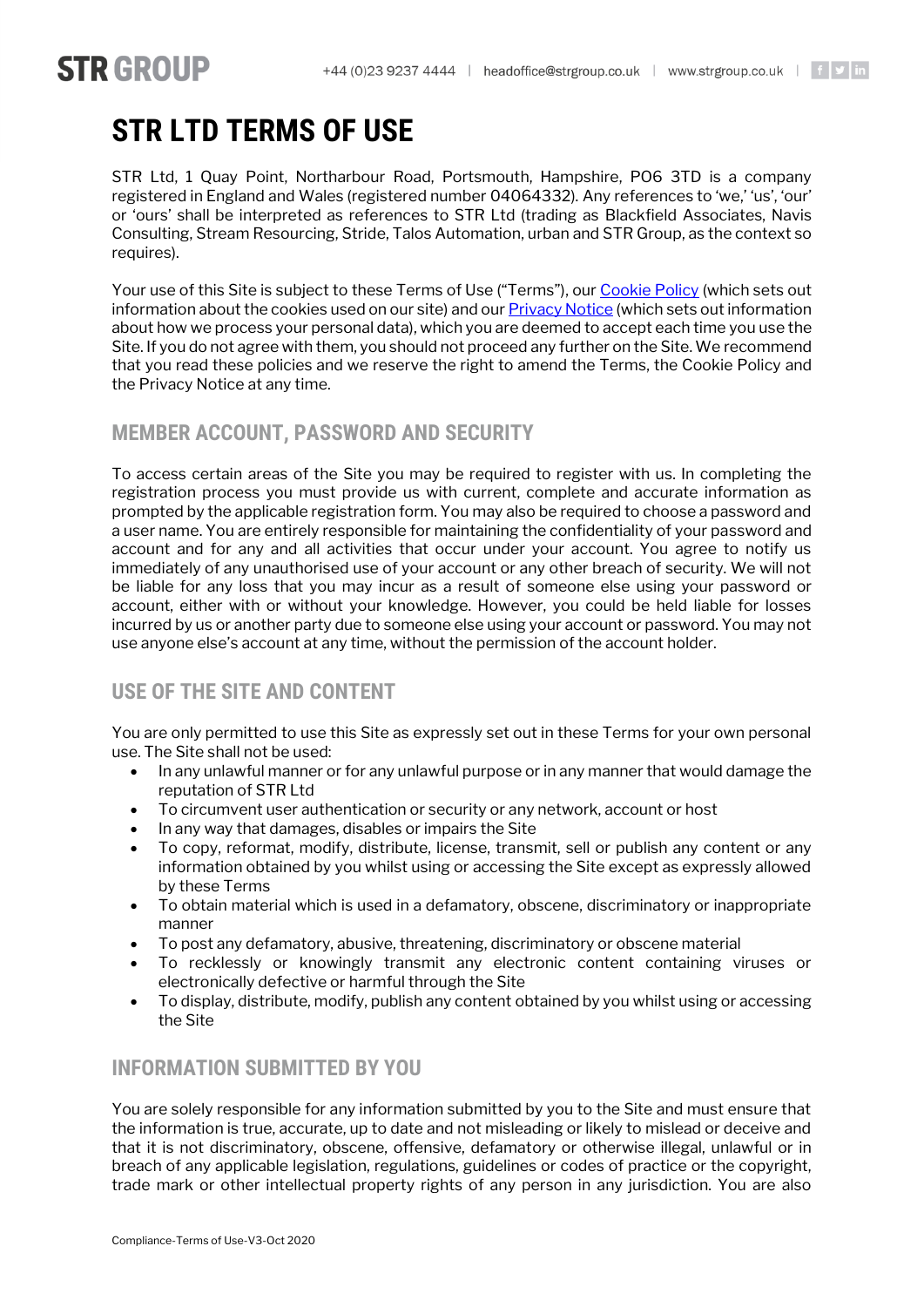# STR LTD TERMS OF USE

STR Ltd, 1 Quay Point, Northarbour Road, Portsmouth, Hampshire, PO6 3TD is a company registered in England and Wales (registered number 04064332). Any references to 'we,' 'us', 'our' or 'ours' shall be interpreted as references to STR Ltd (trading as Blackfield Associates, Navis Consulting, Stream Resourcing, Stride, Talos Automation, urban and STR Group, as the context so requires).

Your use of this Site is subject to these Terms of Use ("Terms"), our Cookie Policy (which sets out information about the cookies used on our site) and our Privacy Notice (which sets out information about how we process your personal data), which you are deemed to accept each time you use the Site. If you do not agree with them, you should not proceed any further on the Site. We recommend that you read these policies and we reserve the right to amend the Terms, the Cookie Policy and the Privacy Notice at any time.

## MEMBER ACCOUNT, PASSWORD AND SECURITY

To access certain areas of the Site you may be required to register with us. In completing the registration process you must provide us with current, complete and accurate information as prompted by the applicable registration form. You may also be required to choose a password and a user name. You are entirely responsible for maintaining the confidentiality of your password and account and for any and all activities that occur under your account. You agree to notify us immediately of any unauthorised use of your account or any other breach of security. We will not be liable for any loss that you may incur as a result of someone else using your password or account, either with or without your knowledge. However, you could be held liable for losses incurred by us or another party due to someone else using your account or password. You may not use anyone else's account at any time, without the permission of the account holder.

## USE OF THE SITE AND CONTENT

You are only permitted to use this Site as expressly set out in these Terms for your own personal use. The Site shall not be used:

- In any unlawful manner or for any unlawful purpose or in any manner that would damage the reputation of STR Ltd
- To circumvent user authentication or security or any network, account or host
- In any way that damages, disables or impairs the Site
- To copy, reformat, modify, distribute, license, transmit, sell or publish any content or any information obtained by you whilst using or accessing the Site except as expressly allowed by these Terms
- To obtain material which is used in a defamatory, obscene, discriminatory or inappropriate manner
- To post any defamatory, abusive, threatening, discriminatory or obscene material
- To recklessly or knowingly transmit any electronic content containing viruses or electronically defective or harmful through the Site
- To display, distribute, modify, publish any content obtained by you whilst using or accessing the Site

## INFORMATION SUBMITTED BY YOU

You are solely responsible for any information submitted by you to the Site and must ensure that the information is true, accurate, up to date and not misleading or likely to mislead or deceive and that it is not discriminatory, obscene, offensive, defamatory or otherwise illegal, unlawful or in breach of any applicable legislation, regulations, guidelines or codes of practice or the copyright, trade mark or other intellectual property rights of any person in any jurisdiction. You are also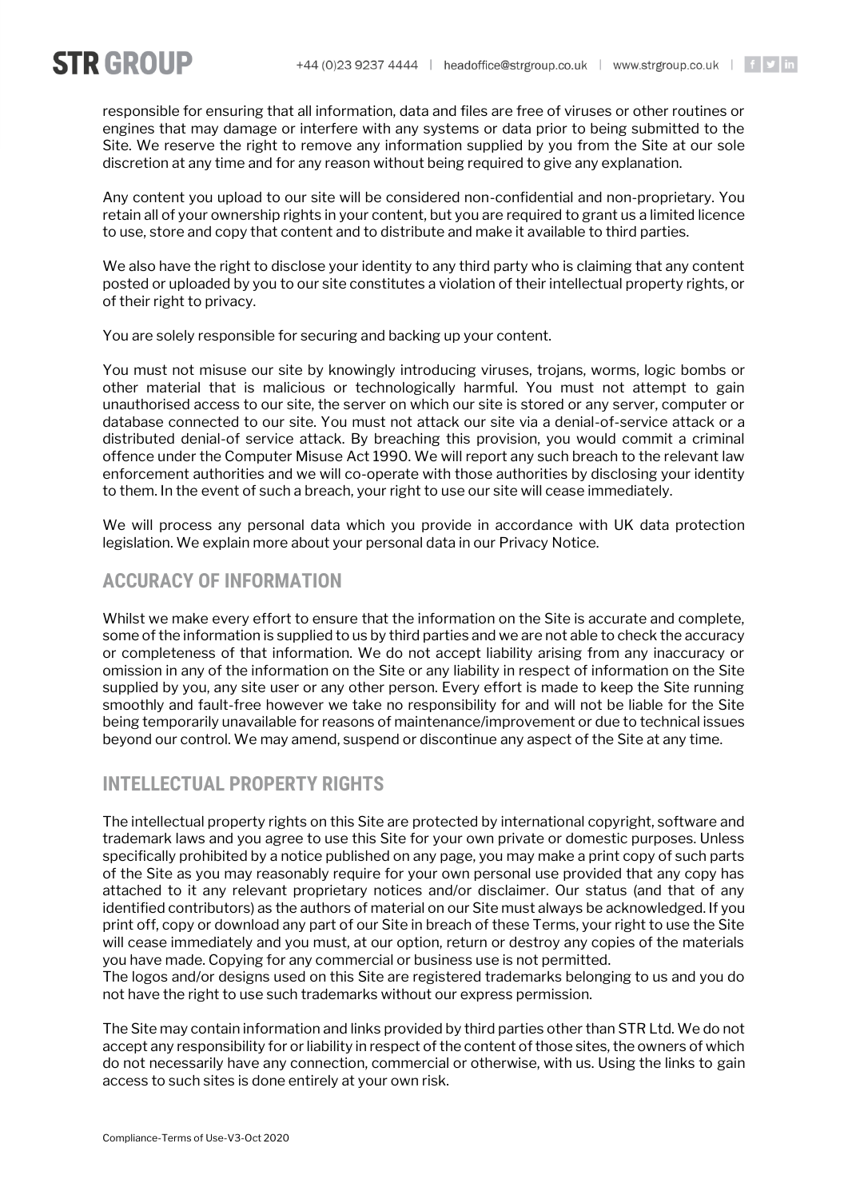responsible for ensuring that all information, data and files are free of viruses or other routines or engines that may damage or interfere with any systems or data prior to being submitted to the Site. We reserve the right to remove any information supplied by you from the Site at our sole discretion at any time and for any reason without being required to give any explanation.

Any content you upload to our site will be considered non-confidential and non-proprietary. You retain all of your ownership rights in your content, but you are required to grant us a limited licence to use, store and copy that content and to distribute and make it available to third parties.

We also have the right to disclose your identity to any third party who is claiming that any content posted or uploaded by you to our site constitutes a violation of their intellectual property rights, or of their right to privacy.

You are solely responsible for securing and backing up your content.

You must not misuse our site by knowingly introducing viruses, trojans, worms, logic bombs or other material that is malicious or technologically harmful. You must not attempt to gain unauthorised access to our site, the server on which our site is stored or any server, computer or database connected to our site. You must not attack our site via a denial-of-service attack or a distributed denial-of service attack. By breaching this provision, you would commit a criminal offence under the Computer Misuse Act 1990. We will report any such breach to the relevant law enforcement authorities and we will co-operate with those authorities by disclosing your identity to them. In the event of such a breach, your right to use our site will cease immediately.

We will process any personal data which you provide in accordance with UK data protection legislation. We explain more about your personal data in our Privacy Notice.

## ACCURACY OF INFORMATION

Whilst we make every effort to ensure that the information on the Site is accurate and complete, some of the information is supplied to us by third parties and we are not able to check the accuracy or completeness of that information. We do not accept liability arising from any inaccuracy or omission in any of the information on the Site or any liability in respect of information on the Site supplied by you, any site user or any other person. Every effort is made to keep the Site running smoothly and fault-free however we take no responsibility for and will not be liable for the Site being temporarily unavailable for reasons of maintenance/improvement or due to technical issues beyond our control. We may amend, suspend or discontinue any aspect of the Site at any time.

## INTELLECTUAL PROPERTY RIGHTS

The intellectual property rights on this Site are protected by international copyright, software and trademark laws and you agree to use this Site for your own private or domestic purposes. Unless specifically prohibited by a notice published on any page, you may make a print copy of such parts of the Site as you may reasonably require for your own personal use provided that any copy has attached to it any relevant proprietary notices and/or disclaimer. Our status (and that of any identified contributors) as the authors of material on our Site must always be acknowledged. If you print off, copy or download any part of our Site in breach of these Terms, your right to use the Site will cease immediately and you must, at our option, return or destroy any copies of the materials you have made. Copying for any commercial or business use is not permitted.
The logos and/or designs used on this Site are registered trademarks belonging to us and you do not have the right to use such trademarks without our express permission.

The Site may contain information and links provided by third parties other than STR Ltd. We do not accept any responsibility for or liability in respect of the content of those sites, the owners of which do not necessarily have any connection, commercial or otherwise, with us. Using the links to gain access to such sites is done entirely at your own risk.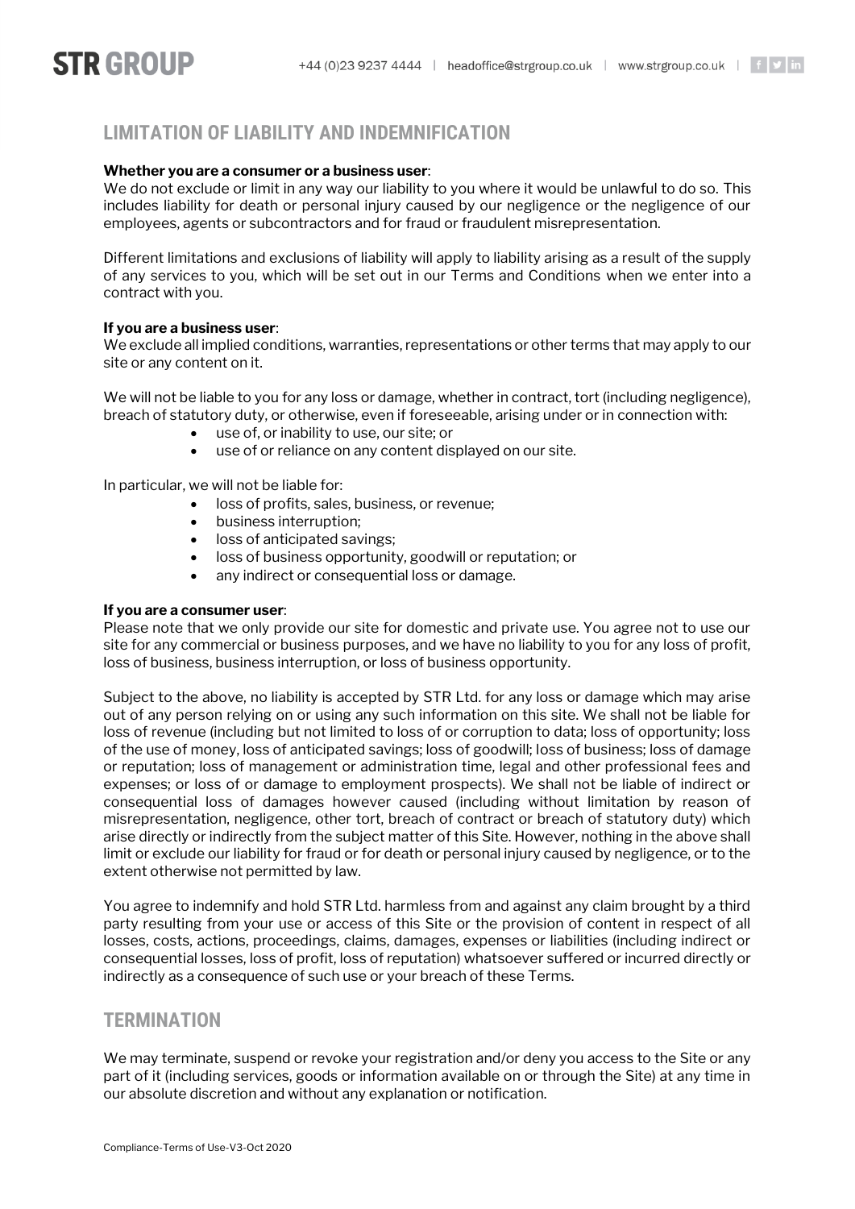## LIMITATION OF LIABILITY AND INDEMNIFICATION

**Whether you are a consumer or a business user**:
We do not exclude or limit in any way our liability to you where it would be unlawful to do so. This includes liability for death or personal injury caused by our negligence or the negligence of our employees, agents or subcontractors and for fraud or fraudulent misrepresentation.

Different limitations and exclusions of liability will apply to liability arising as a result of the supply of any services to you, which will be set out in our Terms and Conditions when we enter into a contract with you.

**If you are a business user**:
We exclude all implied conditions, warranties, representations or other terms that may apply to our site or any content on it.

We will not be liable to you for any loss or damage, whether in contract, tort (including negligence), breach of statutory duty, or otherwise, even if foreseeable, arising under or in connection with:

- use of, or inability to use, our site; or
- use of or reliance on any content displayed on our site.

In particular, we will not be liable for:

- loss of profits, sales, business, or revenue;
- business interruption;
- loss of anticipated savings;
- loss of business opportunity, goodwill or reputation; or
- any indirect or consequential loss or damage.

**If you are a consumer user**:
Please note that we only provide our site for domestic and private use. You agree not to use our site for any commercial or business purposes, and we have no liability to you for any loss of profit, loss of business, business interruption, or loss of business opportunity.

Subject to the above, no liability is accepted by STR Ltd. for any loss or damage which may arise out of any person relying on or using any such information on this site. We shall not be liable for loss of revenue (including but not limited to loss of or corruption to data; loss of opportunity; loss of the use of money, loss of anticipated savings; loss of goodwill; loss of business; loss of damage or reputation; loss of management or administration time, legal and other professional fees and expenses; or loss of or damage to employment prospects). We shall not be liable of indirect or consequential loss of damages however caused (including without limitation by reason of misrepresentation, negligence, other tort, breach of contract or breach of statutory duty) which arise directly or indirectly from the subject matter of this Site. However, nothing in the above shall limit or exclude our liability for fraud or for death or personal injury caused by negligence, or to the extent otherwise not permitted by law.

You agree to indemnify and hold STR Ltd. harmless from and against any claim brought by a third party resulting from your use or access of this Site or the provision of content in respect of all losses, costs, actions, proceedings, claims, damages, expenses or liabilities (including indirect or consequential losses, loss of profit, loss of reputation) whatsoever suffered or incurred directly or indirectly as a consequence of such use or your breach of these Terms.

## TERMINATION

We may terminate, suspend or revoke your registration and/or deny you access to the Site or any part of it (including services, goods or information available on or through the Site) at any time in our absolute discretion and without any explanation or notification.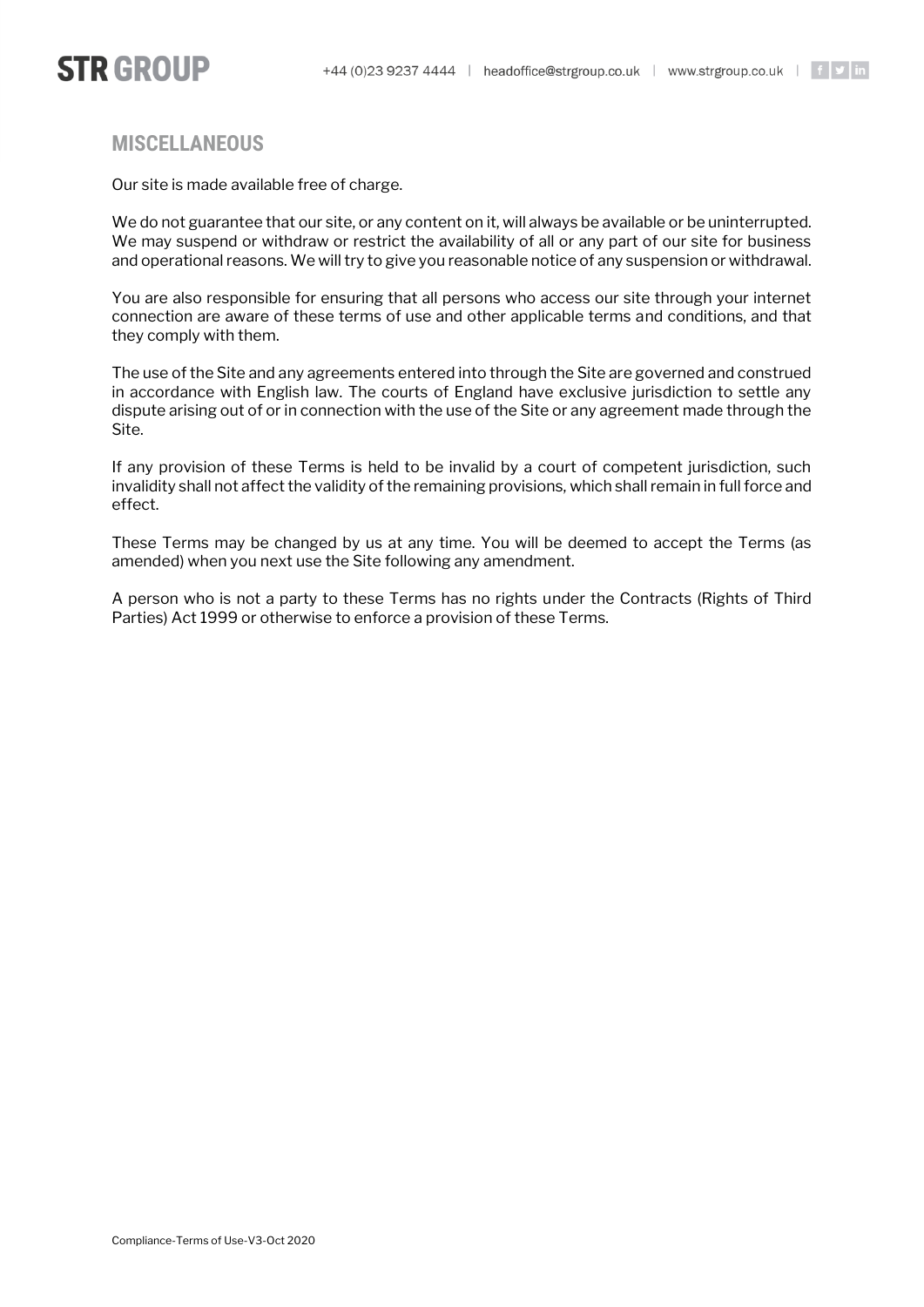## MISCELLANEOUS

Our site is made available free of charge.

We do not guarantee that our site, or any content on it, will always be available or be uninterrupted. We may suspend or withdraw or restrict the availability of all or any part of our site for business and operational reasons. We will try to give you reasonable notice of any suspension or withdrawal.

You are also responsible for ensuring that all persons who access our site through your internet connection are aware of these terms of use and other applicable terms and conditions, and that they comply with them.

The use of the Site and any agreements entered into through the Site are governed and construed in accordance with English law. The courts of England have exclusive jurisdiction to settle any dispute arising out of or in connection with the use of the Site or any agreement made through the Site.

If any provision of these Terms is held to be invalid by a court of competent jurisdiction, such invalidity shall not affect the validity of the remaining provisions, which shall remain in full force and effect.

These Terms may be changed by us at any time. You will be deemed to accept the Terms (as amended) when you next use the Site following any amendment.

A person who is not a party to these Terms has no rights under the Contracts (Rights of Third Parties) Act 1999 or otherwise to enforce a provision of these Terms.